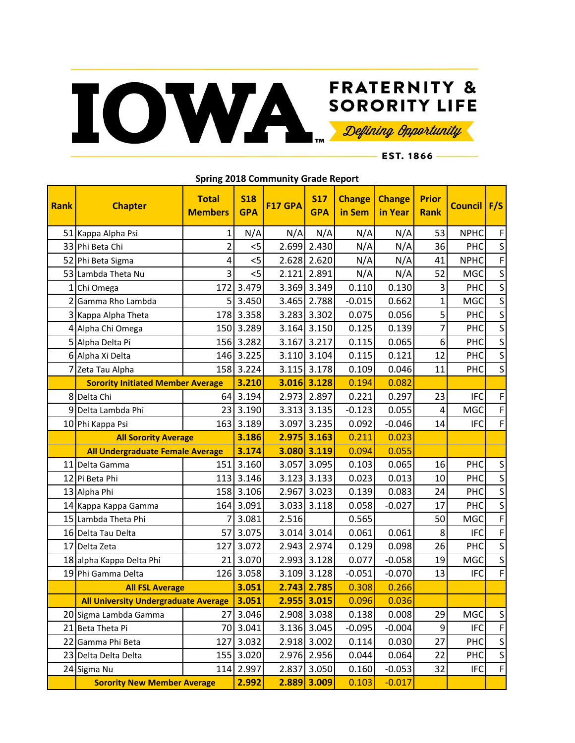# IOWA FRATERNITY & SORORITY LIFE

*Defining Opportunity*

EST. 1866

## Spring 2018 Community Grade Report

| Rank | Chapter | Total Members | S18 GPA | F17 GPA | S17 GPA | Change in Sem | Change in Year | Prior Rank | Council | F/S |
|---|---|---|---|---|---|---|---|---|---|---|
| 51 | Kappa Alpha Psi | 1 | N/A | N/A | N/A | N/A | N/A | 53 | NPHC | F |
| 33 | Phi Beta Chi | 2 | <5 | 2.699 | 2.430 | N/A | N/A | 36 | PHC | S |
| 52 | Phi Beta Sigma | 4 | <5 | 2.628 | 2.620 | N/A | N/A | 41 | NPHC | F |
| 53 | Lambda Theta Nu | 3 | <5 | 2.121 | 2.891 | N/A | N/A | 52 | MGC | S |
| 1 | Chi Omega | 172 | 3.479 | 3.369 | 3.349 | 0.110 | 0.130 | 3 | PHC | S |
| 2 | Gamma Rho Lambda | 5 | 3.450 | 3.465 | 2.788 | -0.015 | 0.662 | 1 | MGC | S |
| 3 | Kappa Alpha Theta | 178 | 3.358 | 3.283 | 3.302 | 0.075 | 0.056 | 5 | PHC | S |
| 4 | Alpha Chi Omega | 150 | 3.289 | 3.164 | 3.150 | 0.125 | 0.139 | 7 | PHC | S |
| 5 | Alpha Delta Pi | 156 | 3.282 | 3.167 | 3.217 | 0.115 | 0.065 | 6 | PHC | S |
| 6 | Alpha Xi Delta | 146 | 3.225 | 3.110 | 3.104 | 0.115 | 0.121 | 12 | PHC | S |
| 7 | Zeta Tau Alpha | 158 | 3.224 | 3.115 | 3.178 | 0.109 | 0.046 | 11 | PHC | S |
| | **Sorority Initiated Member Average** | | **3.210** | **3.016** | **3.128** | 0.194 | 0.082 | | | |
| 8 | Delta Chi | 64 | 3.194 | 2.973 | 2.897 | 0.221 | 0.297 | 23 | IFC | F |
| 9 | Delta Lambda Phi | 23 | 3.190 | 3.313 | 3.135 | -0.123 | 0.055 | 4 | MGC | F |
| 10 | Phi Kappa Psi | 163 | 3.189 | 3.097 | 3.235 | 0.092 | -0.046 | 14 | IFC | F |
| | **All Sorority Average** | | **3.186** | **2.975** | **3.163** | 0.211 | 0.023 | | | |
| | **All Undergraduate Female Average** | | **3.174** | **3.080** | **3.119** | 0.094 | 0.055 | | | |
| 11 | Delta Gamma | 151 | 3.160 | 3.057 | 3.095 | 0.103 | 0.065 | 16 | PHC | S |
| 12 | Pi Beta Phi | 113 | 3.146 | 3.123 | 3.133 | 0.023 | 0.013 | 10 | PHC | S |
| 13 | Alpha Phi | 158 | 3.106 | 2.967 | 3.023 | 0.139 | 0.083 | 24 | PHC | S |
| 14 | Kappa Kappa Gamma | 164 | 3.091 | 3.033 | 3.118 | 0.058 | -0.027 | 17 | PHC | S |
| 15 | Lambda Theta Phi | 7 | 3.081 | 2.516 | | 0.565 | | 50 | MGC | F |
| 16 | Delta Tau Delta | 57 | 3.075 | 3.014 | 3.014 | 0.061 | 0.061 | 8 | IFC | F |
| 17 | Delta Zeta | 127 | 3.072 | 2.943 | 2.974 | 0.129 | 0.098 | 26 | PHC | S |
| 18 | alpha Kappa Delta Phi | 21 | 3.070 | 2.993 | 3.128 | 0.077 | -0.058 | 19 | MGC | S |
| 19 | Phi Gamma Delta | 126 | 3.058 | 3.109 | 3.128 | -0.051 | -0.070 | 13 | IFC | F |
| | **All FSL Average** | | **3.051** | **2.743** | **2.785** | 0.308 | 0.266 | | | |
| | **All University Undergraduate Average** | | **3.051** | **2.955** | **3.015** | 0.096 | 0.036 | | | |
| 20 | Sigma Lambda Gamma | 27 | 3.046 | 2.908 | 3.038 | 0.138 | 0.008 | 29 | MGC | S |
| 21 | Beta Theta Pi | 70 | 3.041 | 3.136 | 3.045 | -0.095 | -0.004 | 9 | IFC | F |
| 22 | Gamma Phi Beta | 127 | 3.032 | 2.918 | 3.002 | 0.114 | 0.030 | 27 | PHC | S |
| 23 | Delta Delta Delta | 155 | 3.020 | 2.976 | 2.956 | 0.044 | 0.064 | 22 | PHC | S |
| 24 | Sigma Nu | 114 | 2.997 | 2.837 | 3.050 | 0.160 | -0.053 | 32 | IFC | F |
| | **Sorority New Member Average** | | **2.992** | **2.889** | **3.009** | 0.103 | -0.017 | | | |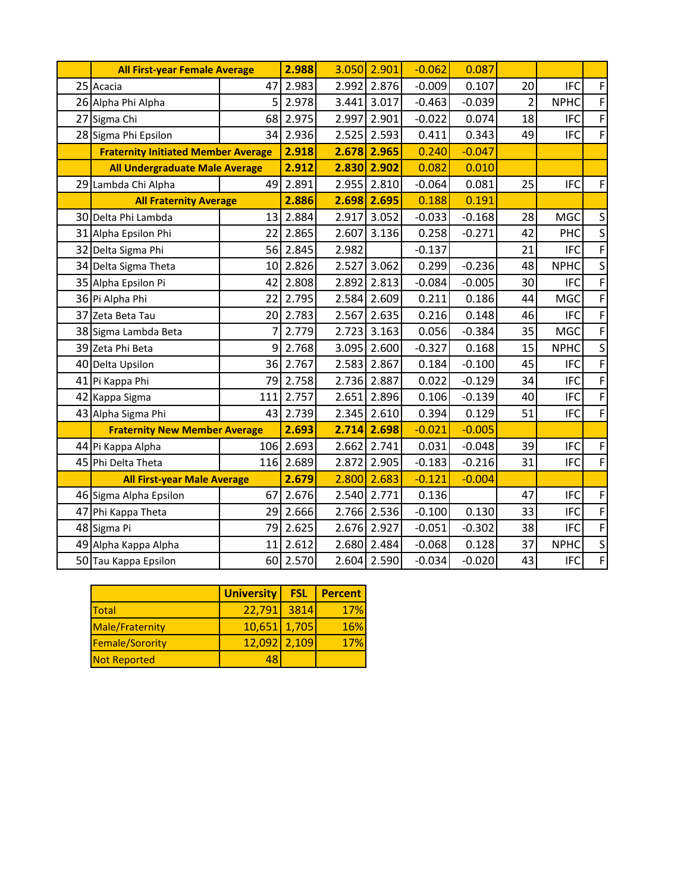| | | | | | | | | | | |
|---|---|---|---|---|---|---|---|---|---|---|
| | **All First-year Female Average** | | **2.988** | 3.050 | 2.901 | -0.062 | 0.087 | | | |
| 25 | Acacia | 47 | 2.983 | 2.992 | 2.876 | -0.009 | 0.107 | 20 | IFC | F |
| 26 | Alpha Phi Alpha | 5 | 2.978 | 3.441 | 3.017 | -0.463 | -0.039 | 2 | NPHC | F |
| 27 | Sigma Chi | 68 | 2.975 | 2.997 | 2.901 | -0.022 | 0.074 | 18 | IFC | F |
| 28 | Sigma Phi Epsilon | 34 | 2.936 | 2.525 | 2.593 | 0.411 | 0.343 | 49 | IFC | F |
| | **Fraternity Initiated Member Average** | | **2.918** | **2.678** | **2.965** | 0.240 | -0.047 | | | |
| | **All Undergraduate Male Average** | | **2.912** | **2.830** | **2.902** | 0.082 | 0.010 | | | |
| 29 | Lambda Chi Alpha | 49 | 2.891 | 2.955 | 2.810 | -0.064 | 0.081 | 25 | IFC | F |
| | **All Fraternity Average** | | **2.886** | **2.698** | **2.695** | 0.188 | 0.191 | | | |
| 30 | Delta Phi Lambda | 13 | 2.884 | 2.917 | 3.052 | -0.033 | -0.168 | 28 | MGC | S |
| 31 | Alpha Epsilon Phi | 22 | 2.865 | 2.607 | 3.136 | 0.258 | -0.271 | 42 | PHC | S |
| 32 | Delta Sigma Phi | 56 | 2.845 | 2.982 | | -0.137 | | 21 | IFC | F |
| 34 | Delta Sigma Theta | 10 | 2.826 | 2.527 | 3.062 | 0.299 | -0.236 | 48 | NPHC | S |
| 35 | Alpha Epsilon Pi | 42 | 2.808 | 2.892 | 2.813 | -0.084 | -0.005 | 30 | IFC | F |
| 36 | Pi Alpha Phi | 22 | 2.795 | 2.584 | 2.609 | 0.211 | 0.186 | 44 | MGC | F |
| 37 | Zeta Beta Tau | 20 | 2.783 | 2.567 | 2.635 | 0.216 | 0.148 | 46 | IFC | F |
| 38 | Sigma Lambda Beta | 7 | 2.779 | 2.723 | 3.163 | 0.056 | -0.384 | 35 | MGC | F |
| 39 | Zeta Phi Beta | 9 | 2.768 | 3.095 | 2.600 | -0.327 | 0.168 | 15 | NPHC | S |
| 40 | Delta Upsilon | 36 | 2.767 | 2.583 | 2.867 | 0.184 | -0.100 | 45 | IFC | F |
| 41 | Pi Kappa Phi | 79 | 2.758 | 2.736 | 2.887 | 0.022 | -0.129 | 34 | IFC | F |
| 42 | Kappa Sigma | 111 | 2.757 | 2.651 | 2.896 | 0.106 | -0.139 | 40 | IFC | F |
| 43 | Alpha Sigma Phi | 43 | 2.739 | 2.345 | 2.610 | 0.394 | 0.129 | 51 | IFC | F |
| | **Fraternity New Member Average** | | **2.693** | **2.714** | **2.698** | -0.021 | -0.005 | | | |
| 44 | Pi Kappa Alpha | 106 | 2.693 | 2.662 | 2.741 | 0.031 | -0.048 | 39 | IFC | F |
| 45 | Phi Delta Theta | 116 | 2.689 | 2.872 | 2.905 | -0.183 | -0.216 | 31 | IFC | F |
| | **All First-year Male Average** | | **2.679** | 2.800 | 2.683 | -0.121 | -0.004 | | | |
| 46 | Sigma Alpha Epsilon | 67 | 2.676 | 2.540 | 2.771 | 0.136 | | 47 | IFC | F |
| 47 | Phi Kappa Theta | 29 | 2.666 | 2.766 | 2.536 | -0.100 | 0.130 | 33 | IFC | F |
| 48 | Sigma Pi | 79 | 2.625 | 2.676 | 2.927 | -0.051 | -0.302 | 38 | IFC | F |
| 49 | Alpha Kappa Alpha | 11 | 2.612 | 2.680 | 2.484 | -0.068 | 0.128 | 37 | NPHC | S |
| 50 | Tau Kappa Epsilon | 60 | 2.570 | 2.604 | 2.590 | -0.034 | -0.020 | 43 | IFC | F |

| | University | FSL | Percent |
|---|---|---|---|
| Total | 22,791 | 3814 | 17% |
| Male/Fraternity | 10,651 | 1,705 | 16% |
| Female/Sorority | 12,092 | 2,109 | 17% |
| Not Reported | 48 | | |